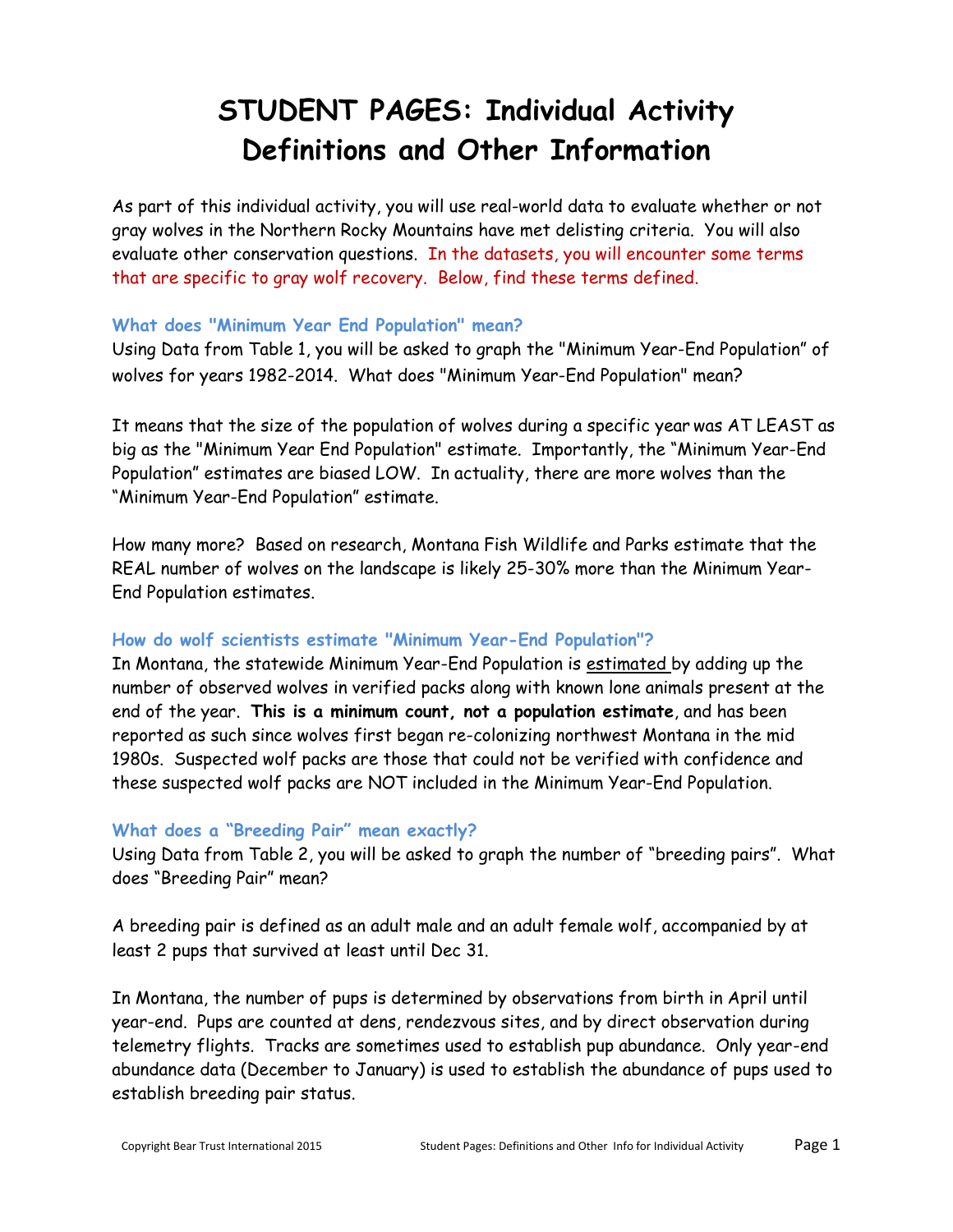# STUDENT PAGES: Individual Activity
# Definitions and Other Information

As part of this individual activity, you will use real-world data to evaluate whether or not gray wolves in the Northern Rocky Mountains have met delisting criteria. You will also evaluate other conservation questions. In the datasets, you will encounter some terms that are specific to gray wolf recovery. Below, find these terms defined.

### What does "Minimum Year End Population" mean?

Using Data from Table 1, you will be asked to graph the "Minimum Year-End Population" of wolves for years 1982-2014. What does "Minimum Year-End Population" mean?

It means that the size of the population of wolves during a specific year was AT LEAST as big as the "Minimum Year End Population" estimate. Importantly, the "Minimum Year-End Population" estimates are biased LOW. In actuality, there are more wolves than the "Minimum Year-End Population" estimate.

How many more? Based on research, Montana Fish Wildlife and Parks estimate that the REAL number of wolves on the landscape is likely 25-30% more than the Minimum Year-End Population estimates.

### How do wolf scientists estimate "Minimum Year-End Population"?

In Montana, the statewide Minimum Year-End Population is estimated by adding up the number of observed wolves in verified packs along with known lone animals present at the end of the year. **This is a minimum count, not a population estimate**, and has been reported as such since wolves first began re-colonizing northwest Montana in the mid 1980s. Suspected wolf packs are those that could not be verified with confidence and these suspected wolf packs are NOT included in the Minimum Year-End Population.

### What does a "Breeding Pair" mean exactly?

Using Data from Table 2, you will be asked to graph the number of "breeding pairs". What does "Breeding Pair" mean?

A breeding pair is defined as an adult male and an adult female wolf, accompanied by at least 2 pups that survived at least until Dec 31.

In Montana, the number of pups is determined by observations from birth in April until year-end. Pups are counted at dens, rendezvous sites, and by direct observation during telemetry flights. Tracks are sometimes used to establish pup abundance. Only year-end abundance data (December to January) is used to establish the abundance of pups used to establish breeding pair status.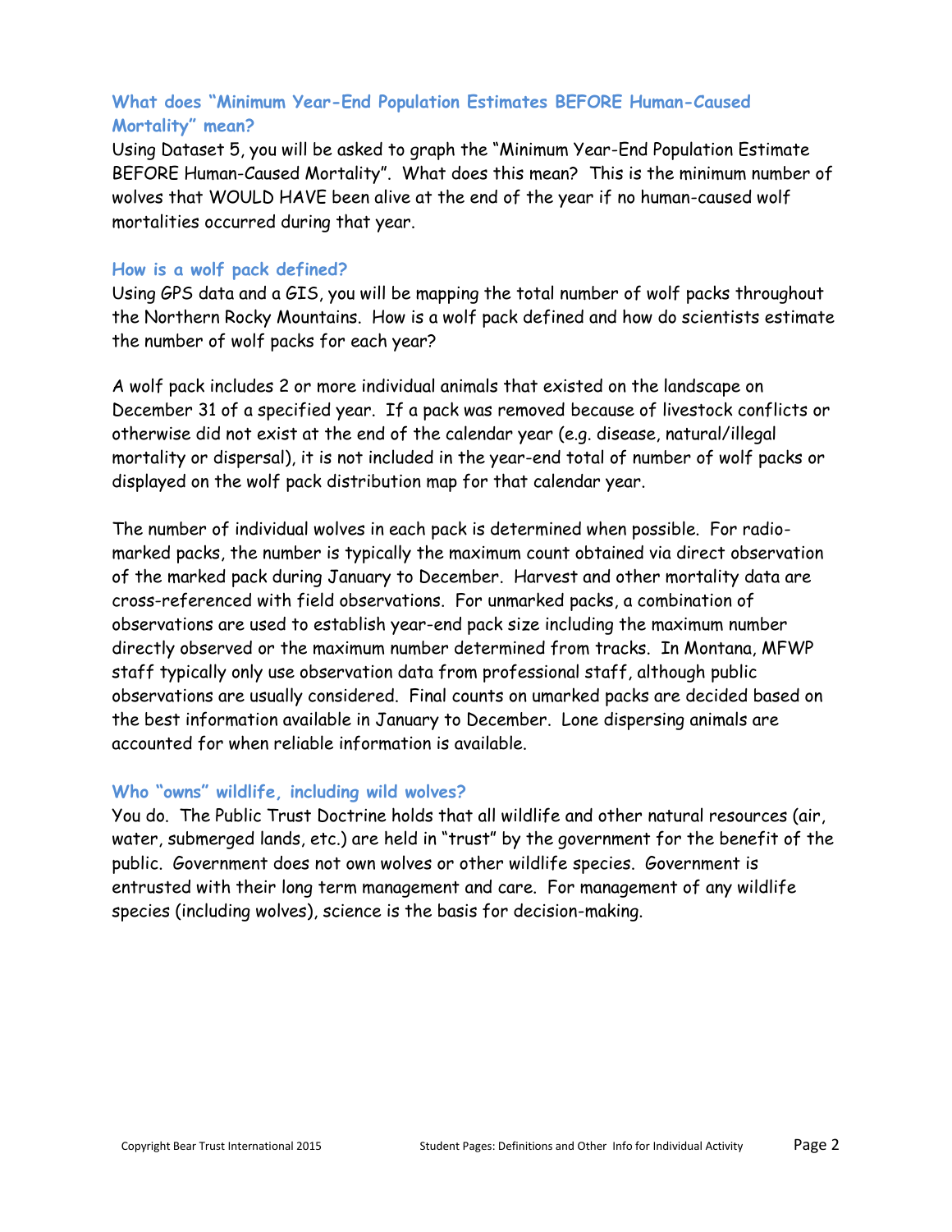### What does "Minimum Year-End Population Estimates BEFORE Human-Caused Mortality" mean?

Using Dataset 5, you will be asked to graph the "Minimum Year-End Population Estimate BEFORE Human-Caused Mortality". What does this mean? This is the minimum number of wolves that WOULD HAVE been alive at the end of the year if no human-caused wolf mortalities occurred during that year.

### How is a wolf pack defined?

Using GPS data and a GIS, you will be mapping the total number of wolf packs throughout the Northern Rocky Mountains. How is a wolf pack defined and how do scientists estimate the number of wolf packs for each year?

A wolf pack includes 2 or more individual animals that existed on the landscape on December 31 of a specified year. If a pack was removed because of livestock conflicts or otherwise did not exist at the end of the calendar year (e.g. disease, natural/illegal mortality or dispersal), it is not included in the year-end total of number of wolf packs or displayed on the wolf pack distribution map for that calendar year.

The number of individual wolves in each pack is determined when possible. For radio-marked packs, the number is typically the maximum count obtained via direct observation of the marked pack during January to December. Harvest and other mortality data are cross-referenced with field observations. For unmarked packs, a combination of observations are used to establish year-end pack size including the maximum number directly observed or the maximum number determined from tracks. In Montana, MFWP staff typically only use observation data from professional staff, although public observations are usually considered. Final counts on umarked packs are decided based on the best information available in January to December. Lone dispersing animals are accounted for when reliable information is available.

### Who "owns" wildlife, including wild wolves?

You do. The Public Trust Doctrine holds that all wildlife and other natural resources (air, water, submerged lands, etc.) are held in "trust" by the government for the benefit of the public. Government does not own wolves or other wildlife species. Government is entrusted with their long term management and care. For management of any wildlife species (including wolves), science is the basis for decision-making.